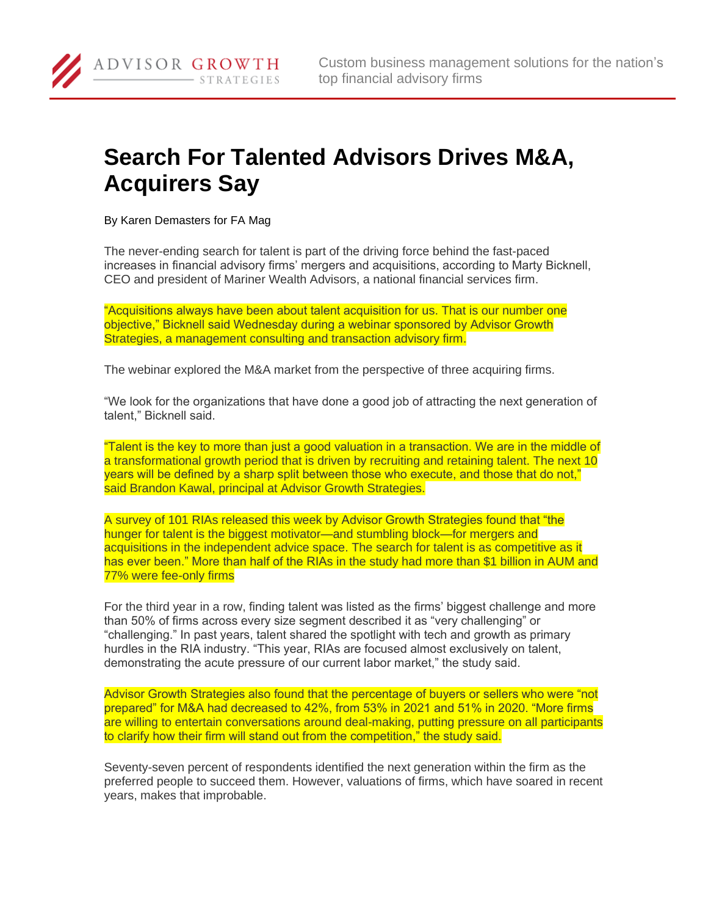# Search For Talented Advisors Drives M&A, Acquirers Say

By Karen Demasters for FA Mag

The never-ending search for talent is part of the driving force behind the fast-paced increases in financial advisory firms' mergers and acquisitions, according to Marty Bicknell, CEO and president of Mariner Wealth Advisors, a national financial services firm.

"Acquisitions always have been about talent acquisition for us. That is our number one objective," Bicknell said Wednesday during a webinar sponsored by Advisor Growth Strategies, a management consulting and transaction advisory firm.

The webinar explored the M&A market from the perspective of three acquiring firms.

"We look for the organizations that have done a good job of attracting the next generation of talent," Bicknell said.

"Talent is the key to more than just a good valuation in a transaction. We are in the middle of a transformational growth period that is driven by recruiting and retaining talent. The next 10 years will be defined by a sharp split between those who execute, and those that do not," said Brandon Kawal, principal at Advisor Growth Strategies.

A survey of 101 RIAs released this week by Advisor Growth Strategies found that "the hunger for talent is the biggest motivator—and stumbling block—for mergers and acquisitions in the independent advice space. The search for talent is as competitive as it has ever been." More than half of the RIAs in the study had more than $1 billion in AUM and 77% were fee-only firms

For the third year in a row, finding talent was listed as the firms' biggest challenge and more than 50% of firms across every size segment described it as "very challenging" or "challenging." In past years, talent shared the spotlight with tech and growth as primary hurdles in the RIA industry. "This year, RIAs are focused almost exclusively on talent, demonstrating the acute pressure of our current labor market," the study said.

Advisor Growth Strategies also found that the percentage of buyers or sellers who were "not prepared" for M&A had decreased to 42%, from 53% in 2021 and 51% in 2020. "More firms are willing to entertain conversations around deal-making, putting pressure on all participants to clarify how their firm will stand out from the competition," the study said.

Seventy-seven percent of respondents identified the next generation within the firm as the preferred people to succeed them. However, valuations of firms, which have soared in recent years, makes that improbable.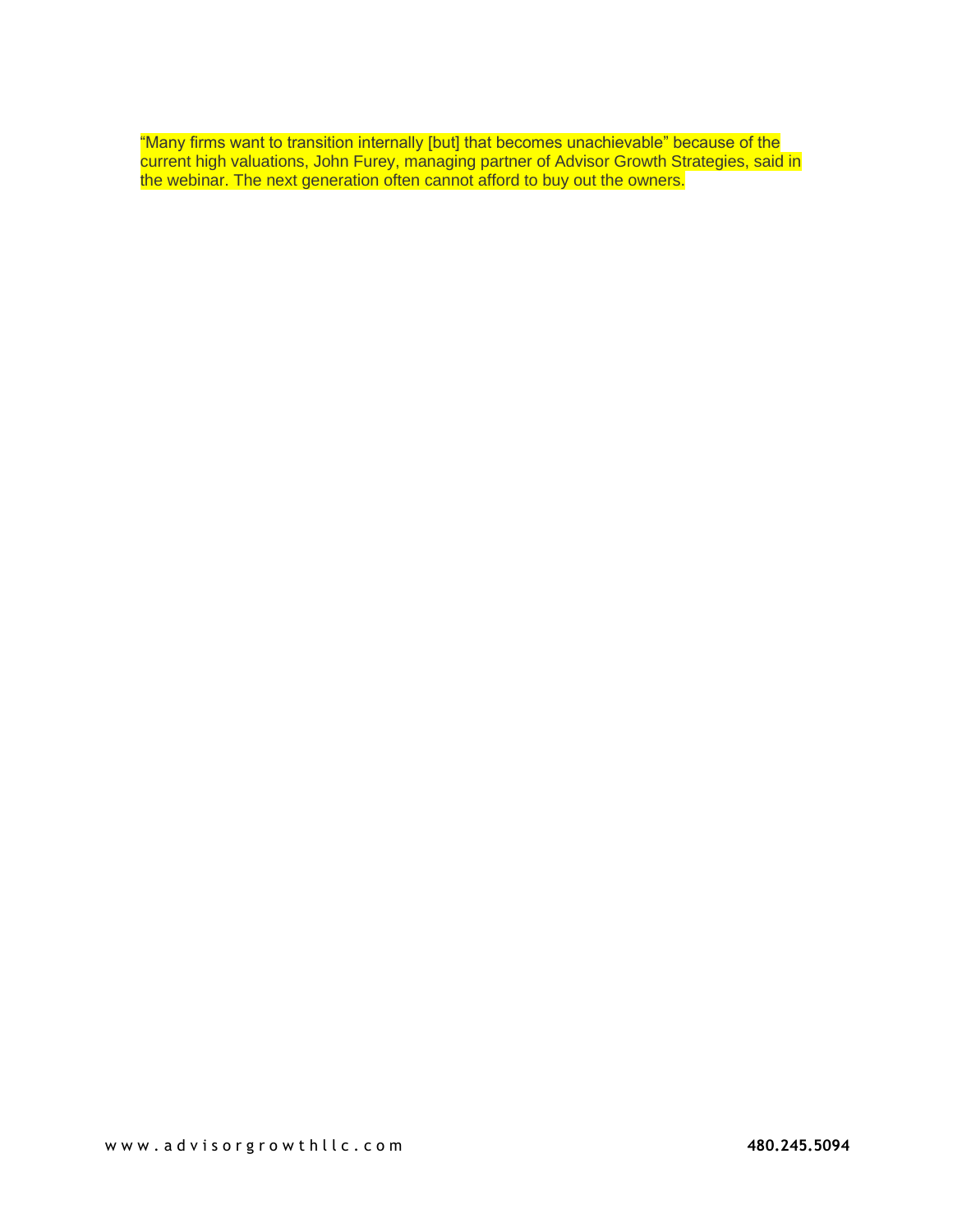"Many firms want to transition internally [but] that becomes unachievable" because of the current high valuations, John Furey, managing partner of Advisor Growth Strategies, said in the webinar. The next generation often cannot afford to buy out the owners.